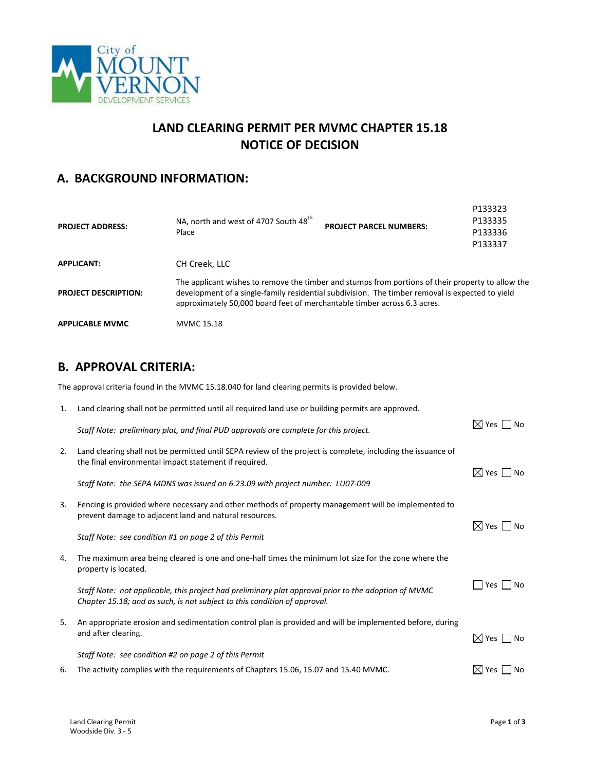# LAND CLEARING PERMIT PER MVMC CHAPTER 15.18
# NOTICE OF DECISION

## A. BACKGROUND INFORMATION:

| | | | |
|---|---|---|---|
| **PROJECT ADDRESS:** | NA, north and west of 4707 South 48th Place | **PROJECT PARCEL NUMBERS:** | P133323<br>P133335<br>P133336<br>P133337 |
| **APPLICANT:** | CH Creek, LLC | | |
| **PROJECT DESCRIPTION:** | The applicant wishes to remove the timber and stumps from portions of their property to allow the development of a single-family residential subdivision. The timber removal is expected to yield approximately 50,000 board feet of merchantable timber across 6.3 acres. | | |
| **APPLICABLE MVMC** | MVMC 15.18 | | |

## B. APPROVAL CRITERIA:

The approval criteria found in the MVMC 15.18.040 for land clearing permits is provided below.

1. Land clearing shall not be permitted until all required land use or building permits are approved.

   *Staff Note: preliminary plat, and final PUD approvals are complete for this project.*

   ☒ Yes ☐ No

2. Land clearing shall not be permitted until SEPA review of the project is complete, including the issuance of the final environmental impact statement if required.

   *Staff Note: the SEPA MDNS was issued on 6.23.09 with project number: LU07-009*

   ☒ Yes ☐ No

3. Fencing is provided where necessary and other methods of property management will be implemented to prevent damage to adjacent land and natural resources.

   *Staff Note: see condition #1 on page 2 of this Permit*

   ☒ Yes ☐ No

4. The maximum area being cleared is one and one-half times the minimum lot size for the zone where the property is located.

   *Staff Note: not applicable, this project had preliminary plat approval prior to the adoption of MVMC Chapter 15.18; and as such, is not subject to this condition of approval.*

   ☐ Yes ☐ No

5. An appropriate erosion and sedimentation control plan is provided and will be implemented before, during and after clearing.

   *Staff Note: see condition #2 on page 2 of this Permit*

   ☒ Yes ☐ No

6. The activity complies with the requirements of Chapters 15.06, 15.07 and 15.40 MVMC.

   ☒ Yes ☐ No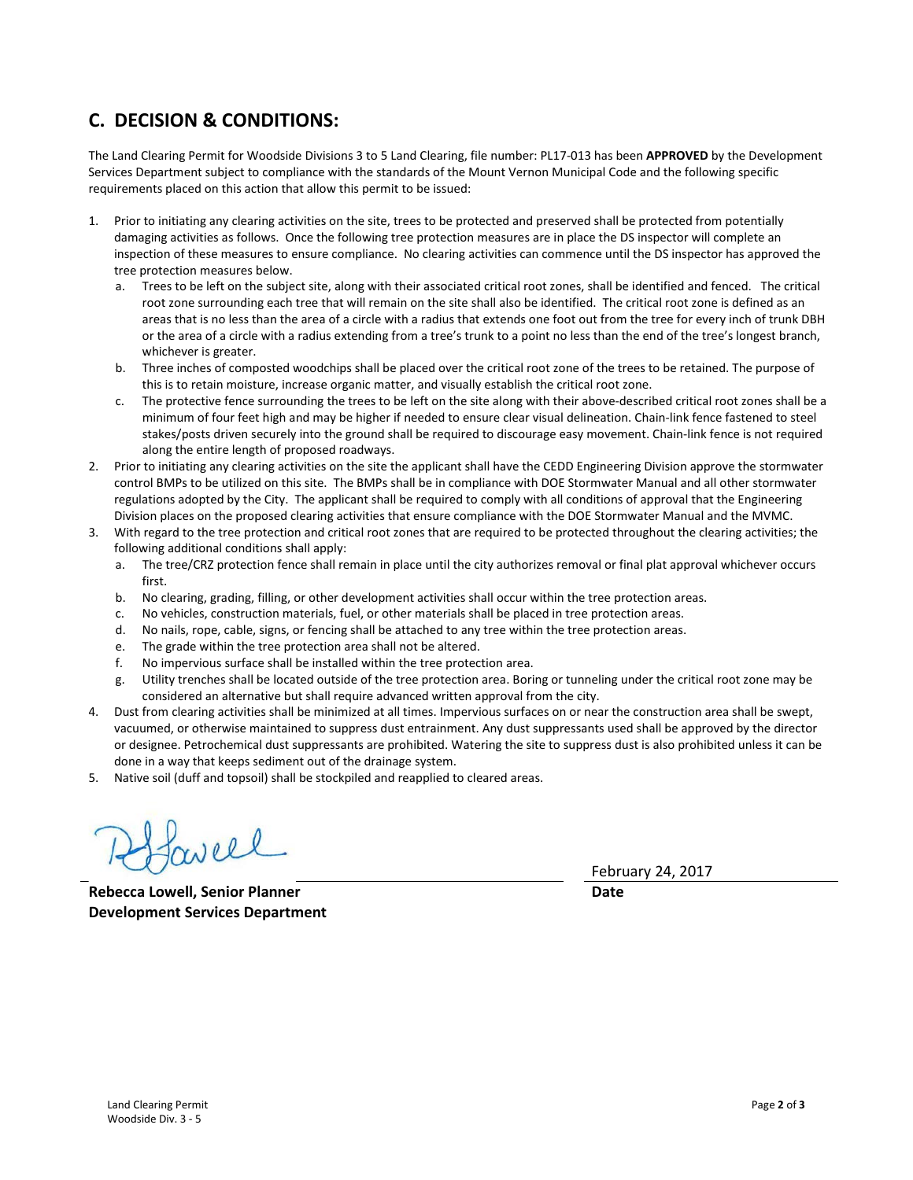## C. DECISION & CONDITIONS:

The Land Clearing Permit for Woodside Divisions 3 to 5 Land Clearing, file number: PL17-013 has been **APPROVED** by the Development Services Department subject to compliance with the standards of the Mount Vernon Municipal Code and the following specific requirements placed on this action that allow this permit to be issued:

1. Prior to initiating any clearing activities on the site, trees to be protected and preserved shall be protected from potentially damaging activities as follows. Once the following tree protection measures are in place the DS inspector will complete an inspection of these measures to ensure compliance. No clearing activities can commence until the DS inspector has approved the tree protection measures below.
   a. Trees to be left on the subject site, along with their associated critical root zones, shall be identified and fenced. The critical root zone surrounding each tree that will remain on the site shall also be identified. The critical root zone is defined as an areas that is no less than the area of a circle with a radius that extends one foot out from the tree for every inch of trunk DBH or the area of a circle with a radius extending from a tree's trunk to a point no less than the end of the tree's longest branch, whichever is greater.
   b. Three inches of composted woodchips shall be placed over the critical root zone of the trees to be retained. The purpose of this is to retain moisture, increase organic matter, and visually establish the critical root zone.
   c. The protective fence surrounding the trees to be left on the site along with their above-described critical root zones shall be a minimum of four feet high and may be higher if needed to ensure clear visual delineation. Chain-link fence fastened to steel stakes/posts driven securely into the ground shall be required to discourage easy movement. Chain-link fence is not required along the entire length of proposed roadways.
2. Prior to initiating any clearing activities on the site the applicant shall have the CEDD Engineering Division approve the stormwater control BMPs to be utilized on this site. The BMPs shall be in compliance with DOE Stormwater Manual and all other stormwater regulations adopted by the City. The applicant shall be required to comply with all conditions of approval that the Engineering Division places on the proposed clearing activities that ensure compliance with the DOE Stormwater Manual and the MVMC.
3. With regard to the tree protection and critical root zones that are required to be protected throughout the clearing activities; the following additional conditions shall apply:
   a. The tree/CRZ protection fence shall remain in place until the city authorizes removal or final plat approval whichever occurs first.
   b. No clearing, grading, filling, or other development activities shall occur within the tree protection areas.
   c. No vehicles, construction materials, fuel, or other materials shall be placed in tree protection areas.
   d. No nails, rope, cable, signs, or fencing shall be attached to any tree within the tree protection areas.
   e. The grade within the tree protection area shall not be altered.
   f. No impervious surface shall be installed within the tree protection area.
   g. Utility trenches shall be located outside of the tree protection area. Boring or tunneling under the critical root zone may be considered an alternative but shall require advanced written approval from the city.
4. Dust from clearing activities shall be minimized at all times. Impervious surfaces on or near the construction area shall be swept, vacuumed, or otherwise maintained to suppress dust entrainment. Any dust suppressants used shall be approved by the director or designee. Petrochemical dust suppressants are prohibited. Watering the site to suppress dust is also prohibited unless it can be done in a way that keeps sediment out of the drainage system.
5. Native soil (duff and topsoil) shall be stockpiled and reapplied to cleared areas.

[Signature]

**Rebecca Lowell, Senior Planner**
**Development Services Department**

February 24, 2017
**Date**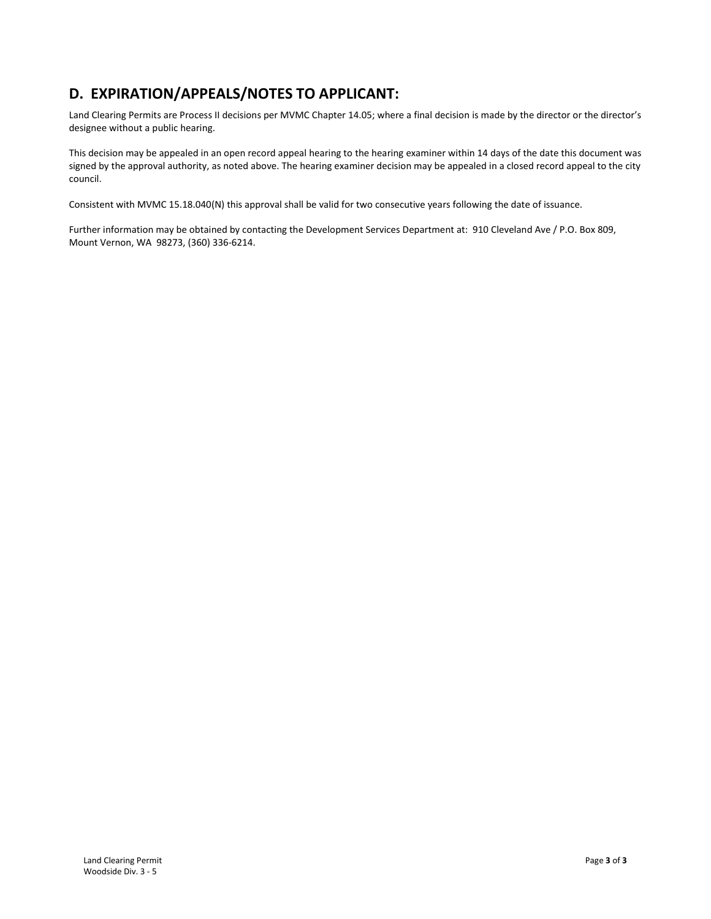## D. EXPIRATION/APPEALS/NOTES TO APPLICANT:

Land Clearing Permits are Process II decisions per MVMC Chapter 14.05; where a final decision is made by the director or the director's designee without a public hearing.

This decision may be appealed in an open record appeal hearing to the hearing examiner within 14 days of the date this document was signed by the approval authority, as noted above. The hearing examiner decision may be appealed in a closed record appeal to the city council.

Consistent with MVMC 15.18.040(N) this approval shall be valid for two consecutive years following the date of issuance.

Further information may be obtained by contacting the Development Services Department at: 910 Cleveland Ave / P.O. Box 809, Mount Vernon, WA 98273, (360) 336-6214.